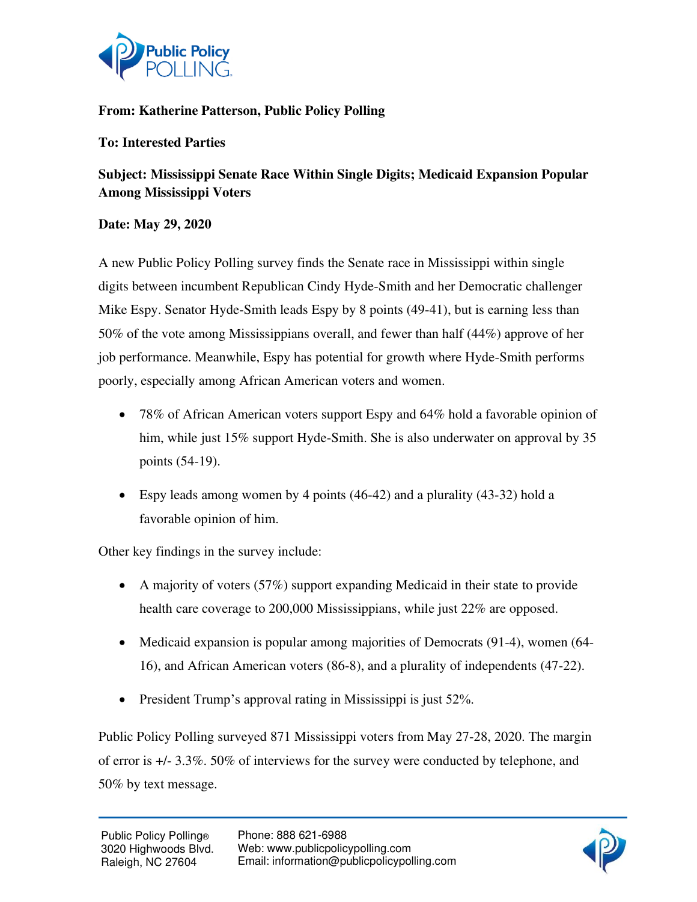**From: Katherine Patterson, Public Policy Polling**

**To: Interested Parties**

**Subject: Mississippi Senate Race Within Single Digits; Medicaid Expansion Popular Among Mississippi Voters**

**Date: May 29, 2020**

A new Public Policy Polling survey finds the Senate race in Mississippi within single digits between incumbent Republican Cindy Hyde-Smith and her Democratic challenger Mike Espy. Senator Hyde-Smith leads Espy by 8 points (49-41), but is earning less than 50% of the vote among Mississippians overall, and fewer than half (44%) approve of her job performance. Meanwhile, Espy has potential for growth where Hyde-Smith performs poorly, especially among African American voters and women.

- 78% of African American voters support Espy and 64% hold a favorable opinion of him, while just 15% support Hyde-Smith. She is also underwater on approval by 35 points (54-19).
- Espy leads among women by 4 points (46-42) and a plurality (43-32) hold a favorable opinion of him.

Other key findings in the survey include:

- A majority of voters (57%) support expanding Medicaid in their state to provide health care coverage to 200,000 Mississippians, while just 22% are opposed.
- Medicaid expansion is popular among majorities of Democrats (91-4), women (64-16), and African American voters (86-8), and a plurality of independents (47-22).
- President Trump's approval rating in Mississippi is just 52%.

Public Policy Polling surveyed 871 Mississippi voters from May 27-28, 2020. The margin of error is +/- 3.3%. 50% of interviews for the survey were conducted by telephone, and 50% by text message.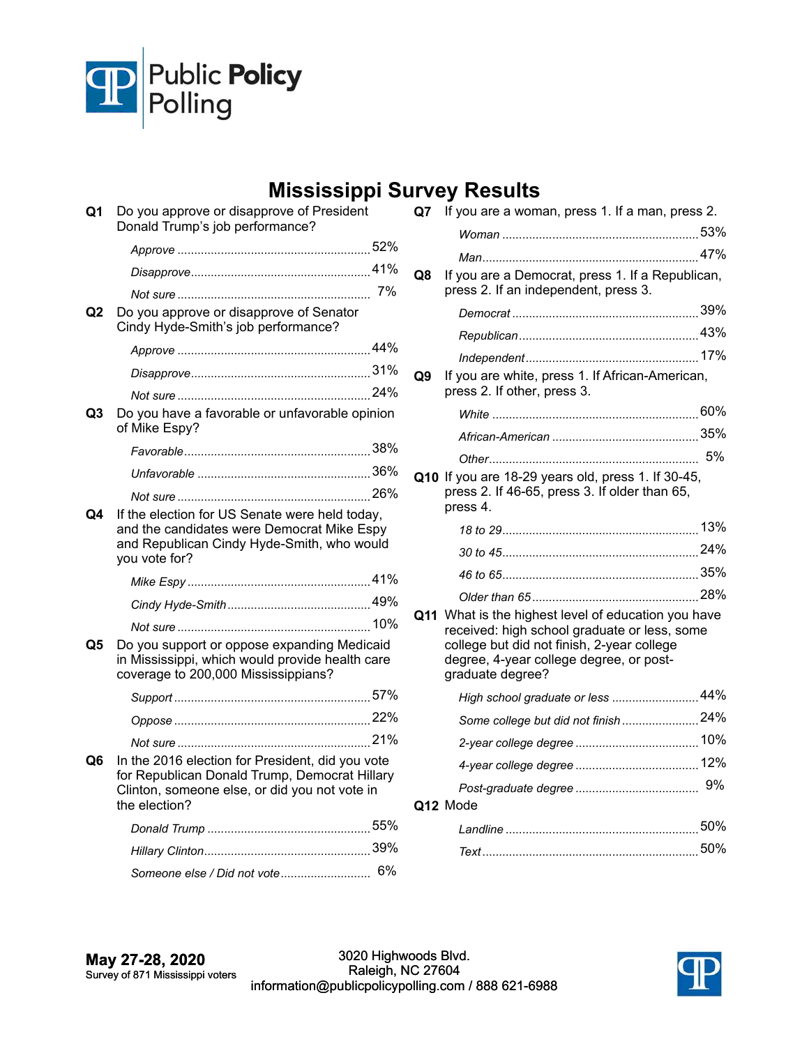Public Policy Polling

# Mississippi Survey Results

**Q1** Do you approve or disapprove of President Donald Trump's job performance?

| | |
|---|---|
| *Approve* | 52% |
| *Disapprove* | 41% |
| *Not sure* | 7% |

**Q2** Do you approve or disapprove of Senator Cindy Hyde-Smith's job performance?

| | |
|---|---|
| *Approve* | 44% |
| *Disapprove* | 31% |
| *Not sure* | 24% |

**Q3** Do you have a favorable or unfavorable opinion of Mike Espy?

| | |
|---|---|
| *Favorable* | 38% |
| *Unfavorable* | 36% |
| *Not sure* | 26% |

**Q4** If the election for US Senate were held today, and the candidates were Democrat Mike Espy and Republican Cindy Hyde-Smith, who would you vote for?

| | |
|---|---|
| *Mike Espy* | 41% |
| *Cindy Hyde-Smith* | 49% |
| *Not sure* | 10% |

**Q5** Do you support or oppose expanding Medicaid in Mississippi, which would provide health care coverage to 200,000 Mississippians?

| | |
|---|---|
| *Support* | 57% |
| *Oppose* | 22% |
| *Not sure* | 21% |

**Q6** In the 2016 election for President, did you vote for Republican Donald Trump, Democrat Hillary Clinton, someone else, or did you not vote in the election?

| | |
|---|---|
| *Donald Trump* | 55% |
| *Hillary Clinton* | 39% |
| *Someone else / Did not vote* | 6% |

**Q7** If you are a woman, press 1. If a man, press 2.

| | |
|---|---|
| *Woman* | 53% |
| *Man* | 47% |

**Q8** If you are a Democrat, press 1. If a Republican, press 2. If an independent, press 3.

| | |
|---|---|
| *Democrat* | 39% |
| *Republican* | 43% |
| *Independent* | 17% |

**Q9** If you are white, press 1. If African-American, press 2. If other, press 3.

| | |
|---|---|
| *White* | 60% |
| *African-American* | 35% |
| *Other* | 5% |

**Q10** If you are 18-29 years old, press 1. If 30-45, press 2. If 46-65, press 3. If older than 65, press 4.

| | |
|---|---|
| *18 to 29* | 13% |
| *30 to 45* | 24% |
| *46 to 65* | 35% |
| *Older than 65* | 28% |

**Q11** What is the highest level of education you have received: high school graduate or less, some college but did not finish, 2-year college degree, 4-year college degree, or post-graduate degree?

| | |
|---|---|
| *High school graduate or less* | 44% |
| *Some college but did not finish* | 24% |
| *2-year college degree* | 10% |
| *4-year college degree* | 12% |
| *Post-graduate degree* | 9% |

**Q12** Mode

| | |
|---|---|
| *Landline* | 50% |
| *Text* | 50% |

**May 27-28, 2020**
Survey of 871 Mississippi voters

3020 Highwoods Blvd.
Raleigh, NC 27604
information@publicpolicypolling.com / 888 621-6988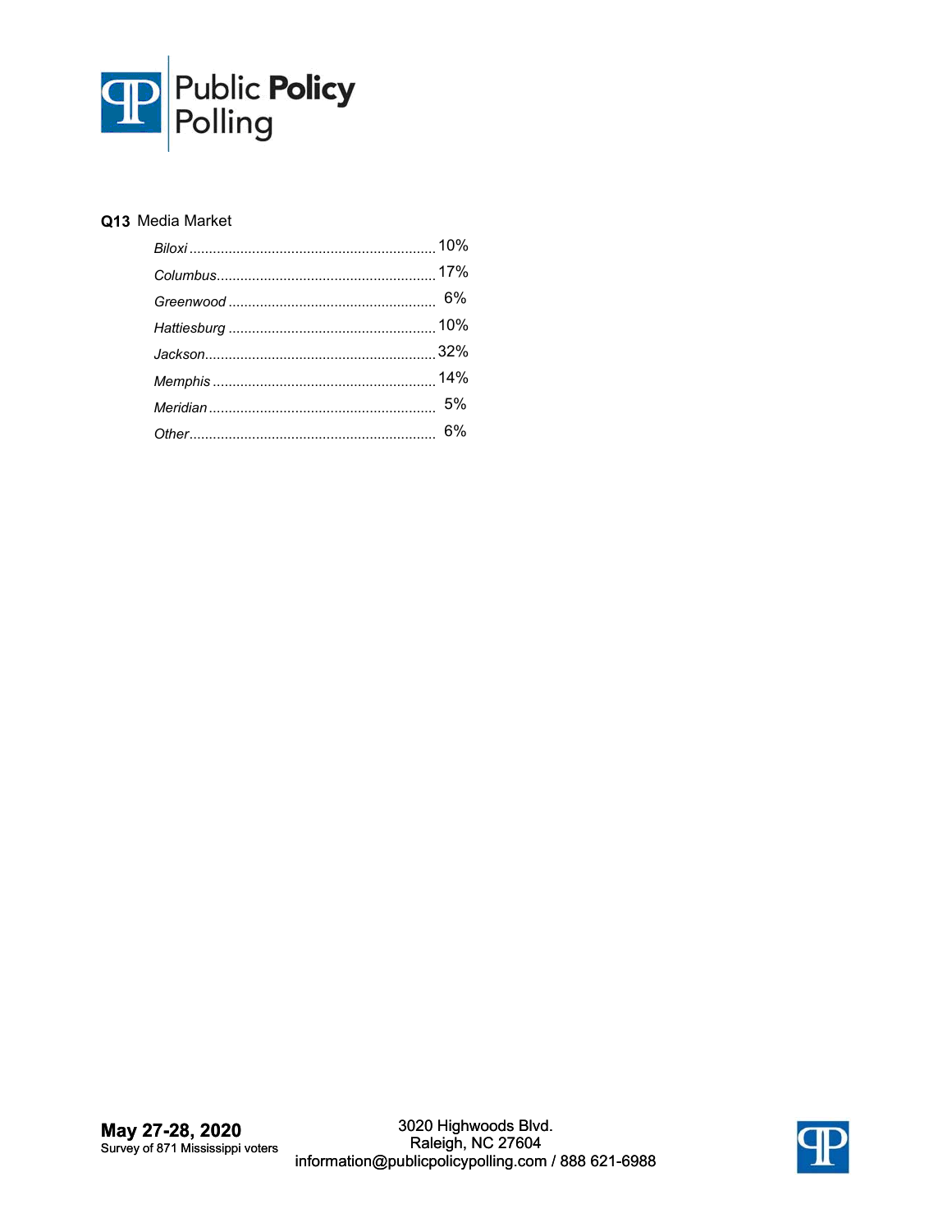**Q13** Media Market

| | |
|---|---|
| *Biloxi* | 10% |
| *Columbus* | 17% |
| *Greenwood* | 6% |
| *Hattiesburg* | 10% |
| *Jackson* | 32% |
| *Memphis* | 14% |
| *Meridian* | 5% |
| *Other* | 6% |